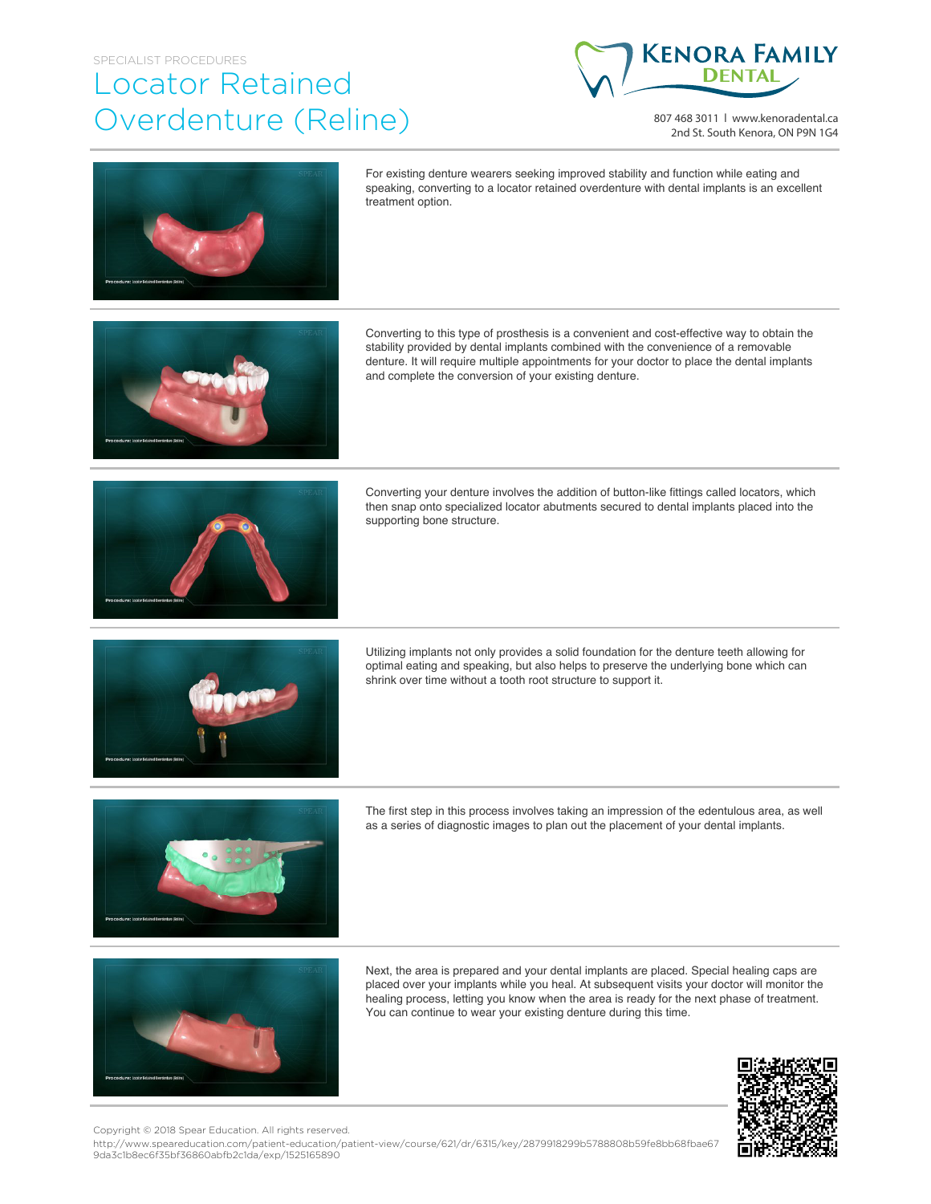SPECIALIST PROCEDURES

# Locator Retained Overdenture (Reline)

KENORA FAMILY DENTAL

807 468 3011 | www.kenoradental.ca
2nd St. South Kenora, ON P9N 1G4

For existing denture wearers seeking improved stability and function while eating and speaking, converting to a locator retained overdenture with dental implants is an excellent treatment option.

Converting to this type of prosthesis is a convenient and cost-effective way to obtain the stability provided by dental implants combined with the convenience of a removable denture. It will require multiple appointments for your doctor to place the dental implants and complete the conversion of your existing denture.

Converting your denture involves the addition of button-like fittings called locators, which then snap onto specialized locator abutments secured to dental implants placed into the supporting bone structure.

Utilizing implants not only provides a solid foundation for the denture teeth allowing for optimal eating and speaking, but also helps to preserve the underlying bone which can shrink over time without a tooth root structure to support it.

The first step in this process involves taking an impression of the edentulous area, as well as a series of diagnostic images to plan out the placement of your dental implants.

Next, the area is prepared and your dental implants are placed. Special healing caps are placed over your implants while you heal. At subsequent visits your doctor will monitor the healing process, letting you know when the area is ready for the next phase of treatment. You can continue to wear your existing denture during this time.

Copyright © 2018 Spear Education. All rights reserved.
http://www.speareducation.com/patient-education/patient-view/course/621/dr/6315/key/2879918299b5788808b59fe8bb68fbae679da3c1b8ec6f35bf36860abfb2c1da/exp/1525165890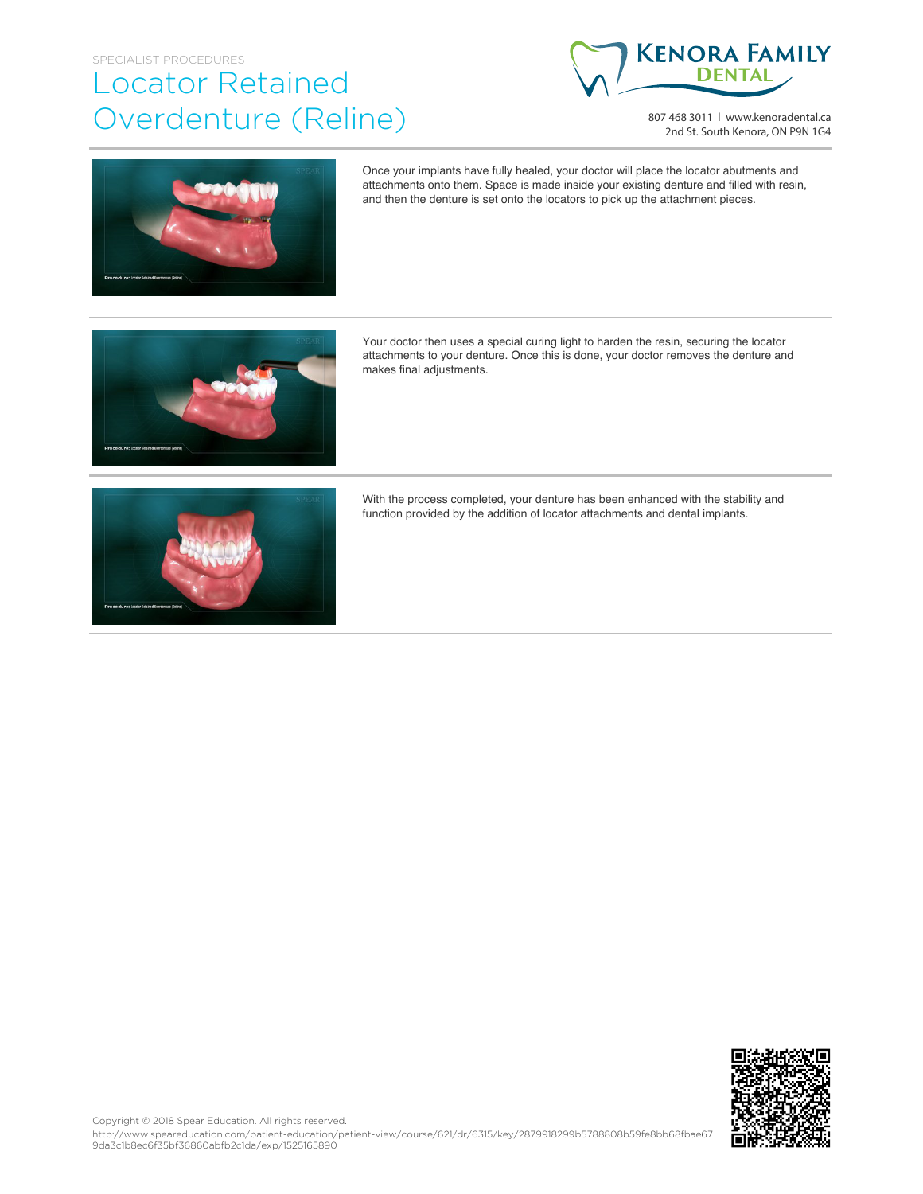SPECIALIST PROCEDURES

# Locator Retained Overdenture (Reline)

KENORA FAMILY DENTAL

807 468 3011 | www.kenoradental.ca
2nd St. South Kenora, ON P9N 1G4

Once your implants have fully healed, your doctor will place the locator abutments and attachments onto them. Space is made inside your existing denture and filled with resin, and then the denture is set onto the locators to pick up the attachment pieces.

Your doctor then uses a special curing light to harden the resin, securing the locator attachments to your denture. Once this is done, your doctor removes the denture and makes final adjustments.

With the process completed, your denture has been enhanced with the stability and function provided by the addition of locator attachments and dental implants.

Copyright © 2018 Spear Education. All rights reserved.
http://www.speareducation.com/patient-education/patient-view/course/621/dr/6315/key/2879918299b5788808b59fe8bb68fbae679da3c1b8ec6f35bf36860abfb2c1da/exp/1525165890